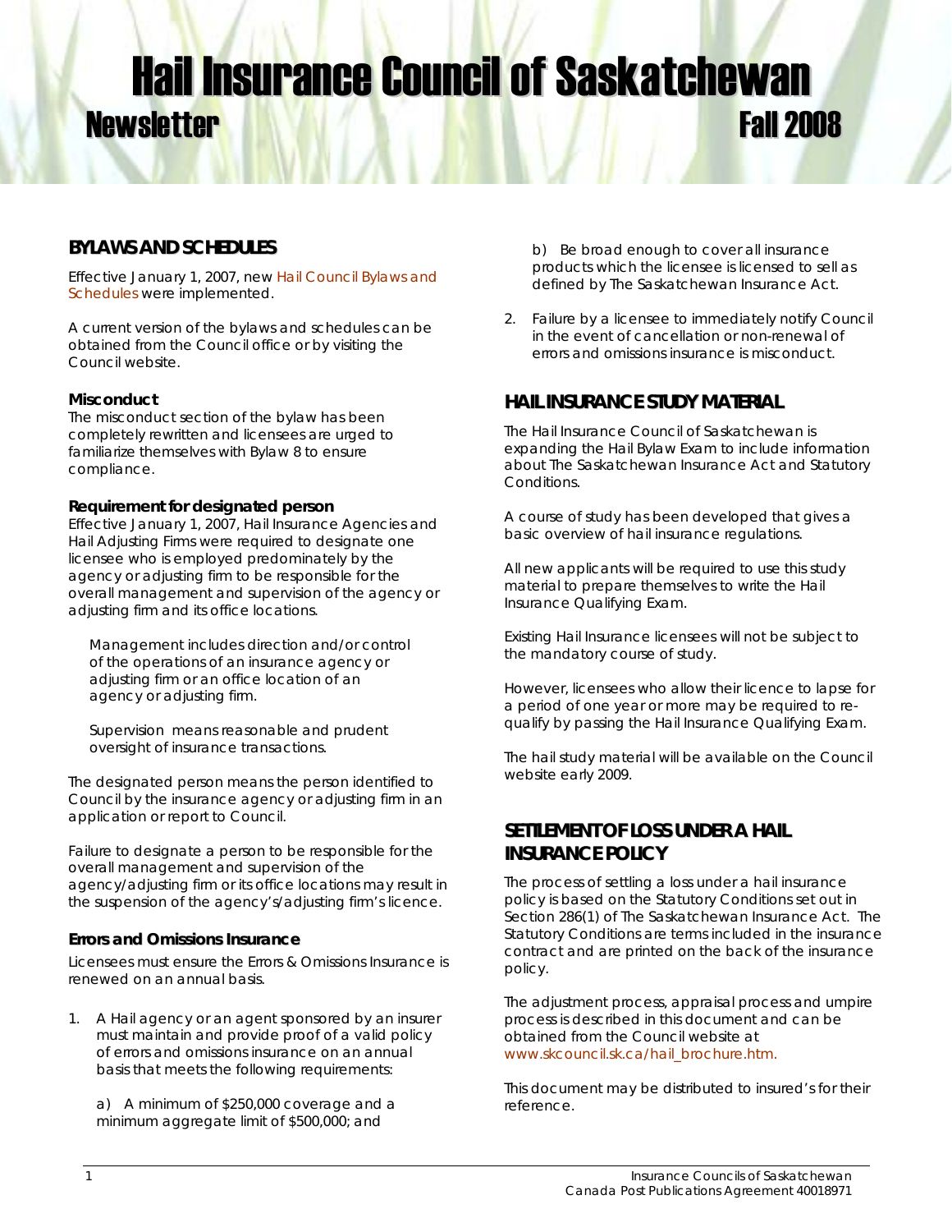# Hail Insurance Council of Saskatchewan

## Newsletter Fall 2008

## BYLAWS AND SCHEDULES

Effective January 1, 2007, new Hail Council Bylaws and Schedules were implemented.

A current version of the bylaws and schedules can be obtained from the Council office or by visiting the Council website.

### Misconduct

The misconduct section of the bylaw has been completely rewritten and licensees are urged to familiarize themselves with Bylaw 8 to ensure compliance.

### Requirement for designated person

Effective January 1, 2007, Hail Insurance Agencies and Hail Adjusting Firms were required to designate one licensee who is employed predominately by the agency or adjusting firm to be responsible for the overall management and supervision of the agency or adjusting firm and its office locations.

Management includes direction and/or control of the operations of an insurance agency or adjusting firm or an office location of an agency or adjusting firm.

Supervision means reasonable and prudent oversight of insurance transactions.

The designated person means the person identified to Council by the insurance agency or adjusting firm in an application or report to Council.

Failure to designate a person to be responsible for the overall management and supervision of the agency/adjusting firm or its office locations may result in the suspension of the agency's/adjusting firm's licence.

### Errors and Omissions Insurance

Licensees must ensure the Errors & Omissions Insurance is renewed on an annual basis.

1. A Hail agency or an agent sponsored by an insurer must maintain and provide proof of a valid policy of errors and omissions insurance on an annual basis that meets the following requirements:

   a) A minimum of $250,000 coverage and a minimum aggregate limit of $500,000; and

   b) Be broad enough to cover all insurance products which the licensee is licensed to sell as defined by The Saskatchewan Insurance Act.

2. Failure by a licensee to immediately notify Council in the event of cancellation or non-renewal of errors and omissions insurance is misconduct.

## HAIL INSURANCE STUDY MATERIAL

The Hail Insurance Council of Saskatchewan is expanding the Hail Bylaw Exam to include information about The Saskatchewan Insurance Act and Statutory Conditions.

A course of study has been developed that gives a basic overview of hail insurance regulations.

All new applicants will be required to use this study material to prepare themselves to write the Hail Insurance Qualifying Exam.

Existing Hail Insurance licensees will not be subject to the mandatory course of study.

However, licensees who allow their licence to lapse for a period of one year or more may be required to re-qualify by passing the Hail Insurance Qualifying Exam.

The hail study material will be available on the Council website early 2009.

## SETTLEMENT OF LOSS UNDER A HAIL INSURANCE POLICY

The process of settling a loss under a hail insurance policy is based on the Statutory Conditions set out in Section 286(1) of The Saskatchewan Insurance Act. The Statutory Conditions are terms included in the insurance contract and are printed on the back of the insurance policy.

The adjustment process, appraisal process and umpire process is described in this document and can be obtained from the Council website at www.skcouncil.sk.ca/hail_brochure.htm.

This document may be distributed to insured's for their reference.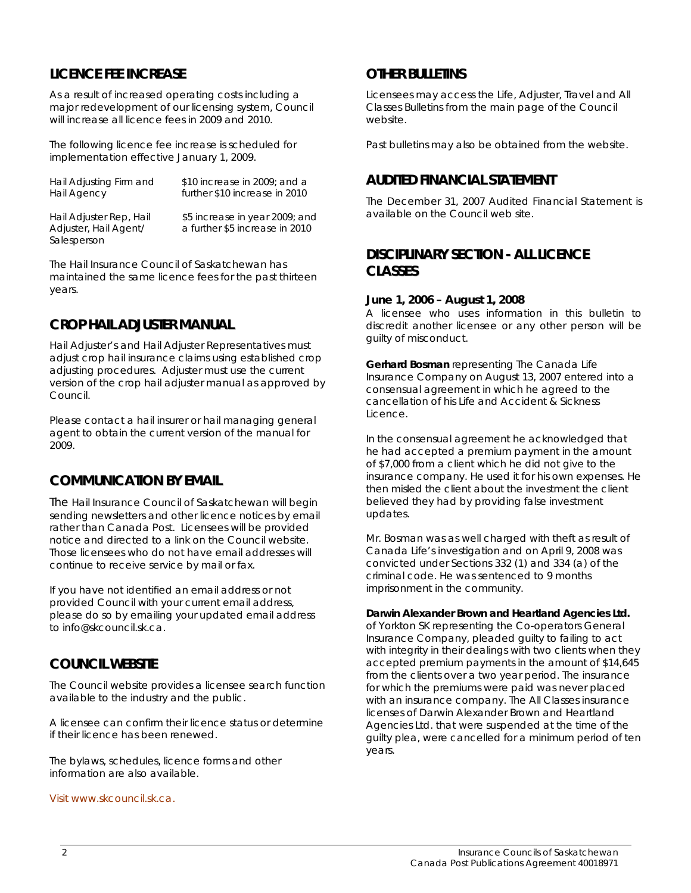## LICENCE FEE INCREASE

As a result of increased operating costs including a major redevelopment of our licensing system, Council will increase all licence fees in 2009 and 2010.

The following licence fee increase is scheduled for implementation effective January 1, 2009.

| | |
|---|---|
| Hail Adjusting Firm and Hail Agency | $10 increase in 2009; and a further $10 increase in 2010 |
| Hail Adjuster Rep, Hail Adjuster, Hail Agent/ Salesperson | $5 increase in year 2009; and a further $5 increase in 2010 |

The Hail Insurance Council of Saskatchewan has maintained the same licence fees for the past thirteen years.

## CROP HAIL ADJUSTER MANUAL

Hail Adjuster's and Hail Adjuster Representatives must adjust crop hail insurance claims using established crop adjusting procedures. Adjuster must use the current version of the crop hail adjuster manual as approved by Council.

Please contact a hail insurer or hail managing general agent to obtain the current version of the manual for 2009.

## COMMUNICATION BY EMAIL

The Hail Insurance Council of Saskatchewan will begin sending newsletters and other licence notices by email rather than Canada Post. Licensees will be provided notice and directed to a link on the Council website. Those licensees who do not have email addresses will continue to receive service by mail or fax.

If you have not identified an email address or not provided Council with your current email address, please do so by emailing your updated email address to info@skcouncil.sk.ca.

## COUNCIL WEBSITE

The Council website provides a licensee search function available to the industry and the public.

A licensee can confirm their licence status or determine if their licence has been renewed.

The bylaws, schedules, licence forms and other information are also available.

Visit www.skcouncil.sk.ca.

## OTHER BULLETINS

Licensees may access the Life, Adjuster, Travel and All Classes Bulletins from the main page of the Council website.

Past bulletins may also be obtained from the website.

## AUDITED FINANCIAL STATEMENT

The December 31, 2007 Audited Financial Statement is available on the Council web site.

## DISCIPLINARY SECTION - ALL LICENCE CLASSES

**June 1, 2006 – August 1, 2008**

A licensee who uses information in this bulletin to discredit another licensee or any other person will be guilty of misconduct.

**Gerhard Bosman** representing The Canada Life Insurance Company on August 13, 2007 entered into a consensual agreement in which he agreed to the cancellation of his Life and Accident & Sickness Licence.

In the consensual agreement he acknowledged that he had accepted a premium payment in the amount of $7,000 from a client which he did not give to the insurance company. He used it for his own expenses. He then misled the client about the investment the client believed they had by providing false investment updates.

Mr. Bosman was as well charged with theft as result of Canada Life's investigation and on April 9, 2008 was convicted under Sections 332 (1) and 334 (a) of the criminal code. He was sentenced to 9 months imprisonment in the community.

**Darwin Alexander Brown and Heartland Agencies Ltd.** of Yorkton SK representing the Co-operators General Insurance Company, pleaded guilty to failing to act with integrity in their dealings with two clients when they accepted premium payments in the amount of $14,645 from the clients over a two year period. The insurance for which the premiums were paid was never placed with an insurance company. The All Classes insurance licenses of Darwin Alexander Brown and Heartland Agencies Ltd. that were suspended at the time of the guilty plea, were cancelled for a minimum period of ten years.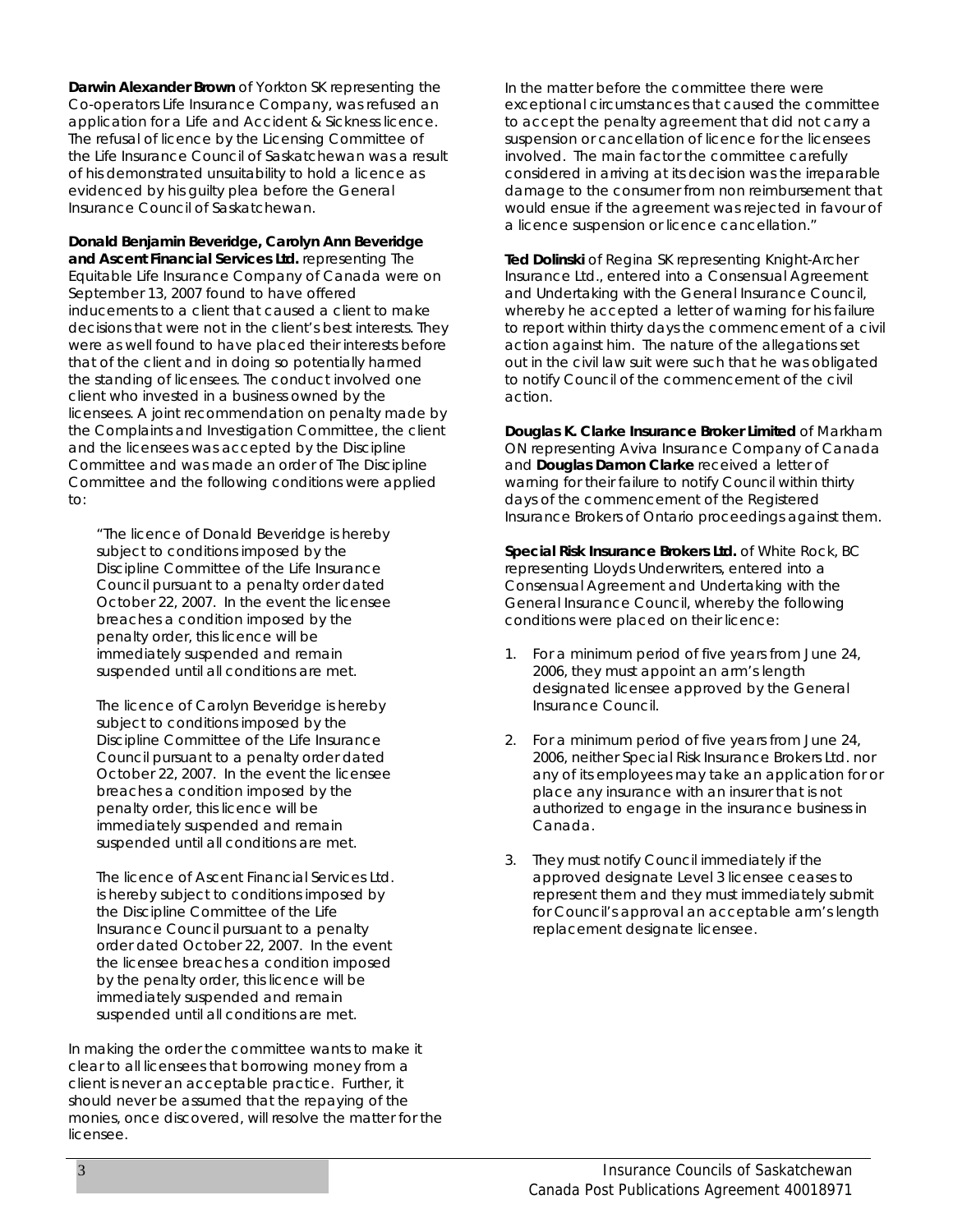**Darwin Alexander Brown** of Yorkton SK representing the Co-operators Life Insurance Company, was refused an application for a Life and Accident & Sickness licence. The refusal of licence by the Licensing Committee of the Life Insurance Council of Saskatchewan was a result of his demonstrated unsuitability to hold a licence as evidenced by his guilty plea before the General Insurance Council of Saskatchewan.

**Donald Benjamin Beveridge, Carolyn Ann Beveridge and Ascent Financial Services Ltd.** representing The Equitable Life Insurance Company of Canada were on September 13, 2007 found to have offered inducements to a client that caused a client to make decisions that were not in the client's best interests. They were as well found to have placed their interests before that of the client and in doing so potentially harmed the standing of licensees. The conduct involved one client who invested in a business owned by the licensees. A joint recommendation on penalty made by the Complaints and Investigation Committee, the client and the licensees was accepted by the Discipline Committee and was made an order of The Discipline Committee and the following conditions were applied to:

> "The licence of Donald Beveridge is hereby subject to conditions imposed by the Discipline Committee of the Life Insurance Council pursuant to a penalty order dated October 22, 2007. In the event the licensee breaches a condition imposed by the penalty order, this licence will be immediately suspended and remain suspended until all conditions are met.
>
> The licence of Carolyn Beveridge is hereby subject to conditions imposed by the Discipline Committee of the Life Insurance Council pursuant to a penalty order dated October 22, 2007. In the event the licensee breaches a condition imposed by the penalty order, this licence will be immediately suspended and remain suspended until all conditions are met.
>
> The licence of Ascent Financial Services Ltd. is hereby subject to conditions imposed by the Discipline Committee of the Life Insurance Council pursuant to a penalty order dated October 22, 2007. In the event the licensee breaches a condition imposed by the penalty order, this licence will be immediately suspended and remain suspended until all conditions are met.

In making the order the committee wants to make it clear to all licensees that borrowing money from a client is never an acceptable practice. Further, it should never be assumed that the repaying of the monies, once discovered, will resolve the matter for the licensee.

In the matter before the committee there were exceptional circumstances that caused the committee to accept the penalty agreement that did not carry a suspension or cancellation of licence for the licensees involved. The main factor the committee carefully considered in arriving at its decision was the irreparable damage to the consumer from non reimbursement that would ensue if the agreement was rejected in favour of a licence suspension or licence cancellation."

**Ted Dolinski** of Regina SK representing Knight-Archer Insurance Ltd., entered into a Consensual Agreement and Undertaking with the General Insurance Council, whereby he accepted a letter of warning for his failure to report within thirty days the commencement of a civil action against him. The nature of the allegations set out in the civil law suit were such that he was obligated to notify Council of the commencement of the civil action.

**Douglas K. Clarke Insurance Broker Limited** of Markham ON representing Aviva Insurance Company of Canada and **Douglas Damon Clarke** received a letter of warning for their failure to notify Council within thirty days of the commencement of the Registered Insurance Brokers of Ontario proceedings against them.

**Special Risk Insurance Brokers Ltd.** of White Rock, BC representing Lloyds Underwriters, entered into a Consensual Agreement and Undertaking with the General Insurance Council, whereby the following conditions were placed on their licence:

1. For a minimum period of five years from June 24, 2006, they must appoint an arm's length designated licensee approved by the General Insurance Council.
2. For a minimum period of five years from June 24, 2006, neither Special Risk Insurance Brokers Ltd. nor any of its employees may take an application for or place any insurance with an insurer that is not authorized to engage in the insurance business in Canada.
3. They must notify Council immediately if the approved designate Level 3 licensee ceases to represent them and they must immediately submit for Council's approval an acceptable arm's length replacement designate licensee.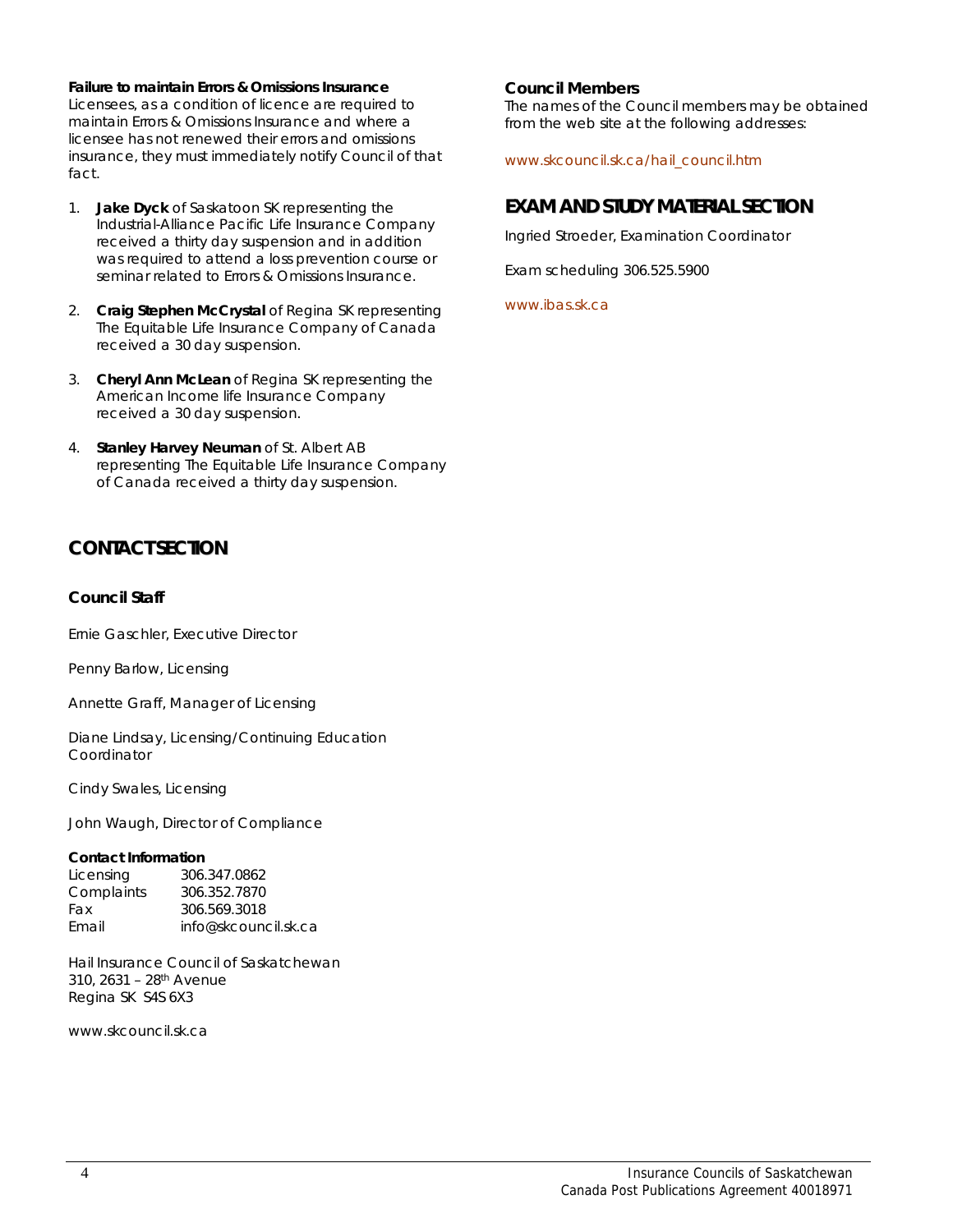**Failure to maintain Errors & Omissions Insurance**

Licensees, as a condition of licence are required to maintain Errors & Omissions Insurance and where a licensee has not renewed their errors and omissions insurance, they must immediately notify Council of that fact.

1. **Jake Dyck** of Saskatoon SK representing the Industrial-Alliance Pacific Life Insurance Company received a thirty day suspension and in addition was required to attend a loss prevention course or seminar related to Errors & Omissions Insurance.

2. **Craig Stephen McCrystal** of Regina SK representing The Equitable Life Insurance Company of Canada received a 30 day suspension.

3. **Cheryl Ann McLean** of Regina SK representing the American Income life Insurance Company received a 30 day suspension.

4. **Stanley Harvey Neuman** of St. Albert AB representing The Equitable Life Insurance Company of Canada received a thirty day suspension.

## CONTACT SECTION

### Council Staff

Ernie Gaschler, Executive Director

Penny Barlow, Licensing

Annette Graff, Manager of Licensing

Diane Lindsay, Licensing/Continuing Education Coordinator

Cindy Swales, Licensing

John Waugh, Director of Compliance

**Contact Information**

| | |
|---|---|
| Licensing | 306.347.0862 |
| Complaints | 306.352.7870 |
| Fax | 306.569.3018 |
| Email | info@skcouncil.sk.ca |

Hail Insurance Council of Saskatchewan
310, 2631 – 28th Avenue
Regina SK S4S 6X3

www.skcouncil.sk.ca

### Council Members

The names of the Council members may be obtained from the web site at the following addresses:

www.skcouncil.sk.ca/hail_council.htm

## EXAM AND STUDY MATERIAL SECTION

Ingried Stroeder, Examination Coordinator

Exam scheduling 306.525.5900

www.ibas.sk.ca